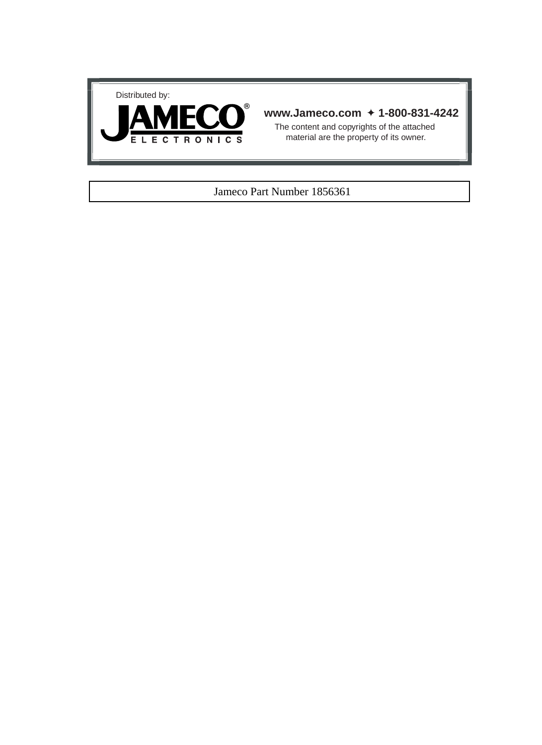Distributed by:

**JAMECO®**
**ELECTRONICS**

**www.Jameco.com ✦ 1-800-831-4242**

The content and copyrights of the attached material are the property of its owner.

Jameco Part Number 1856361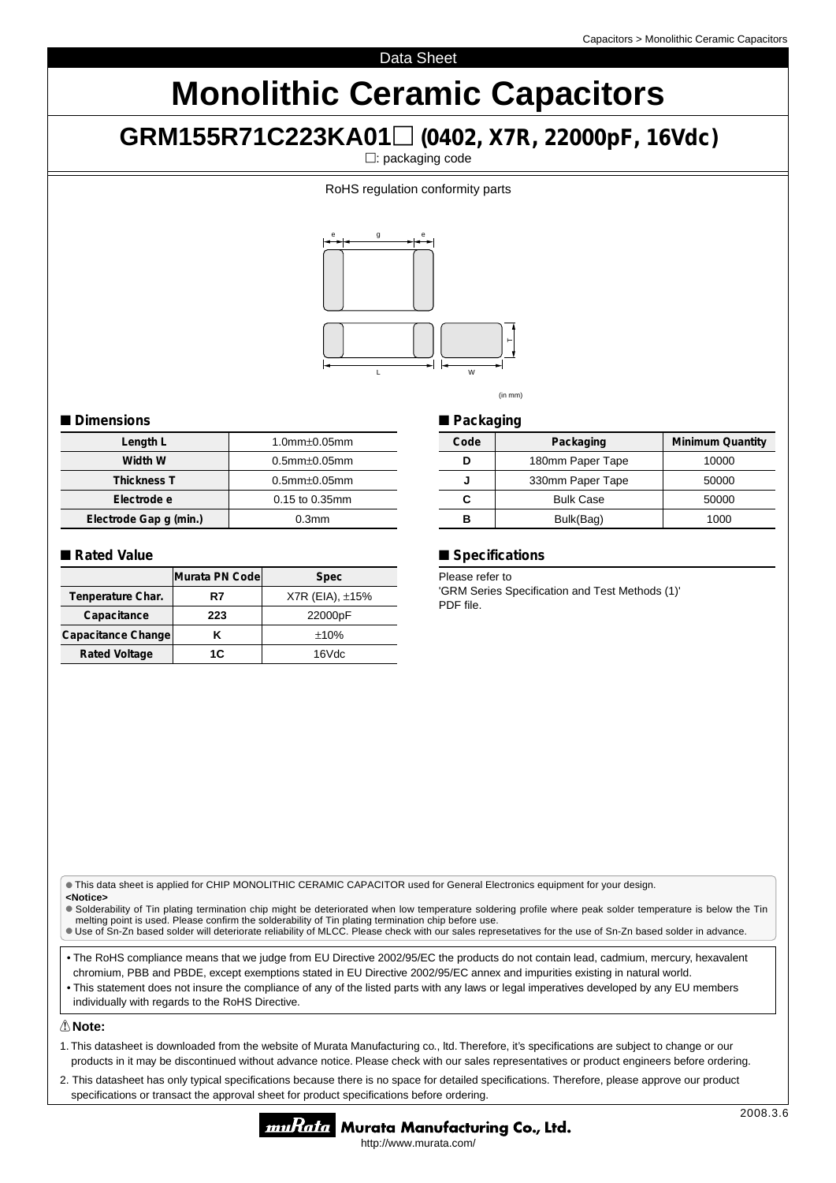Capacitors > Monolithic Ceramic Capacitors

Data Sheet

# Monolithic Ceramic Capacitors

## GRM155R71C223KA01□ (0402, X7R, 22000pF, 16Vdc)

□: packaging code

RoHS regulation conformity parts

e g e

T

L W

(in mm)

### ■ Dimensions

| | |
|---|---|
| Length L | 1.0mm±0.05mm |
| Width W | 0.5mm±0.05mm |
| Thickness T | 0.5mm±0.05mm |
| Electrode e | 0.15 to 0.35mm |
| Electrode Gap g (min.) | 0.3mm |

### ■ Packaging

| Code | Packaging | Minimum Quantity |
|---|---|---|
| D | 180mm Paper Tape | 10000 |
| J | 330mm Paper Tape | 50000 |
| C | Bulk Case | 50000 |
| B | Bulk(Bag) | 1000 |

### ■ Rated Value

| | Murata PN Code | Spec |
|---|---|---|
| Tenperature Char. | R7 | X7R (EIA), ±15% |
| Capacitance | 223 | 22000pF |
| Capacitance Change | K | ±10% |
| Rated Voltage | 1C | 16Vdc |

### ■ Specifications

Please refer to
'GRM Series Specification and Test Methods (1)'
PDF file.

- This data sheet is applied for CHIP MONOLITHIC CERAMIC CAPACITOR used for General Electronics equipment for your design.

**<Notice>**

- Solderability of Tin plating termination chip might be deteriorated when low temperature soldering profile where peak solder temperature is below the Tin melting point is used. Please confirm the solderability of Tin plating termination chip before use.
- Use of Sn-Zn based solder will deteriorate reliability of MLCC. Please check with our sales represetatives for the use of Sn-Zn based solder in advance.

- The RoHS compliance means that we judge from EU Directive 2002/95/EC the products do not contain lead, cadmium, mercury, hexavalent chromium, PBB and PBDE, except exemptions stated in EU Directive 2002/95/EC annex and impurities existing in natural world.
- This statement does not insure the compliance of any of the listed parts with any laws or legal imperatives developed by any EU members individually with regards to the RoHS Directive.

⚠**Note:**

1. This datasheet is downloaded from the website of Murata Manufacturing co., ltd. Therefore, it's specifications are subject to change or our products in it may be discontinued without advance notice. Please check with our sales representatives or product engineers before ordering.
2. This datasheet has only typical specifications because there is no space for detailed specifications. Therefore, please approve our product specifications or transact the approval sheet for product specifications before ordering.

2008.3.6

muRata Murata Manufacturing Co., Ltd.
http://www.murata.com/